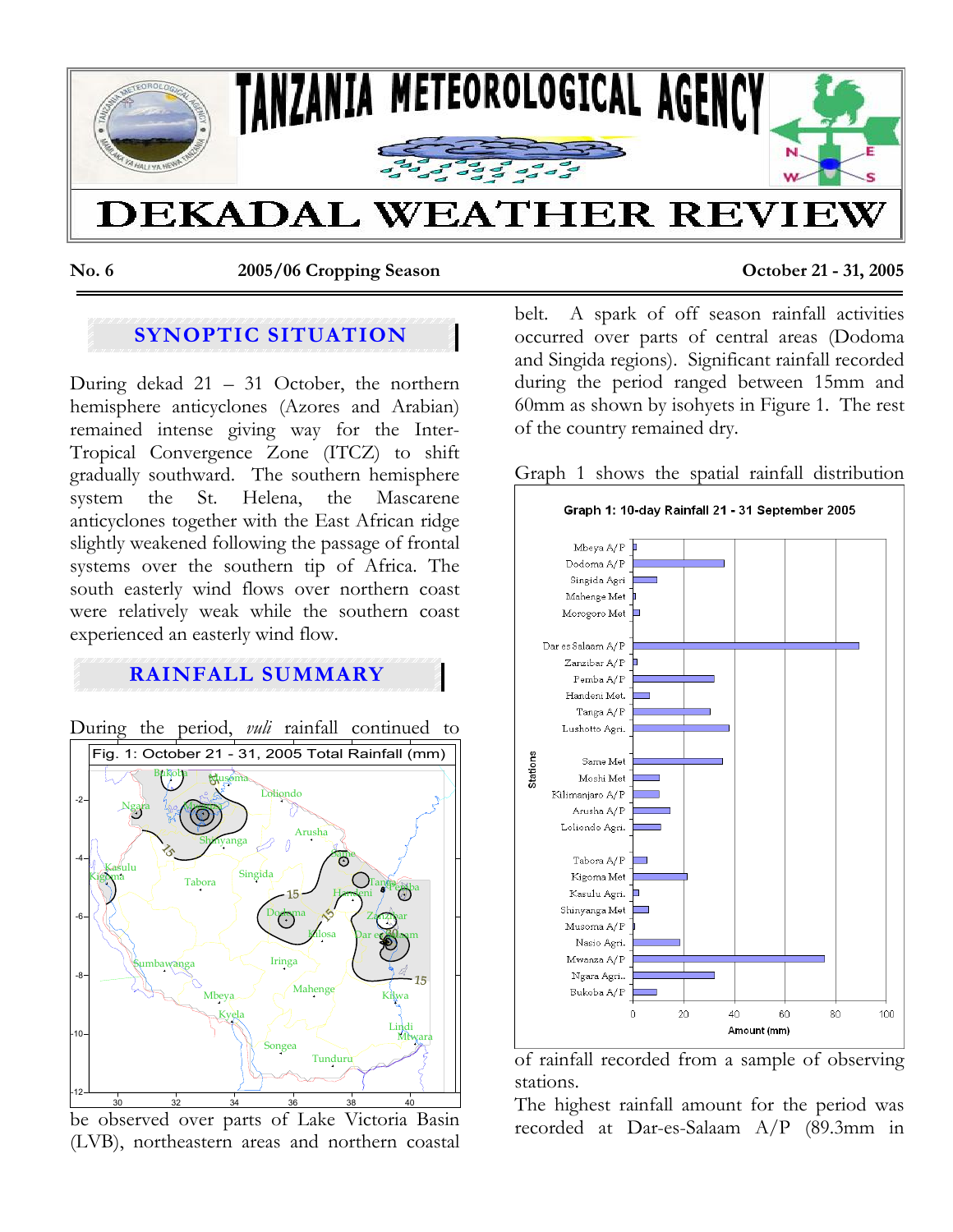# TANZANIA METEOROLOGICAL AGENCY

# DEKADAL WEATHER REVIEW

**No. 6** **2005/06 Cropping Season** **October 21 - 31, 2005**

## SYNOPTIC SITUATION

During dekad 21 – 31 October, the northern hemisphere anticyclones (Azores and Arabian) remained intense giving way for the Inter-Tropical Convergence Zone (ITCZ) to shift gradually southward. The southern hemisphere system the St. Helena, the Mascarene anticyclones together with the East African ridge slightly weakened following the passage of frontal systems over the southern tip of Africa. The south easterly wind flows over northern coast were relatively weak while the southern coast experienced an easterly wind flow.

## RAINFALL SUMMARY

During the period, *vuli* rainfall continued to be observed over parts of Lake Victoria Basin (LVB), northeastern areas and northern coastal belt. A spark of off season rainfall activities occurred over parts of central areas (Dodoma and Singida regions). Significant rainfall recorded during the period ranged between 15mm and 60mm as shown by isohyets in Figure 1. The rest of the country remained dry.

Fig. 1: October 21 - 31, 2005 Total Rainfall (mm)

Graph 1 shows the spatial rainfall distribution of rainfall recorded from a sample of observing stations.

Graph 1: 10-day Rainfall 21 - 31 September 2005

The highest rainfall amount for the period was recorded at Dar-es-Salaam A/P (89.3mm in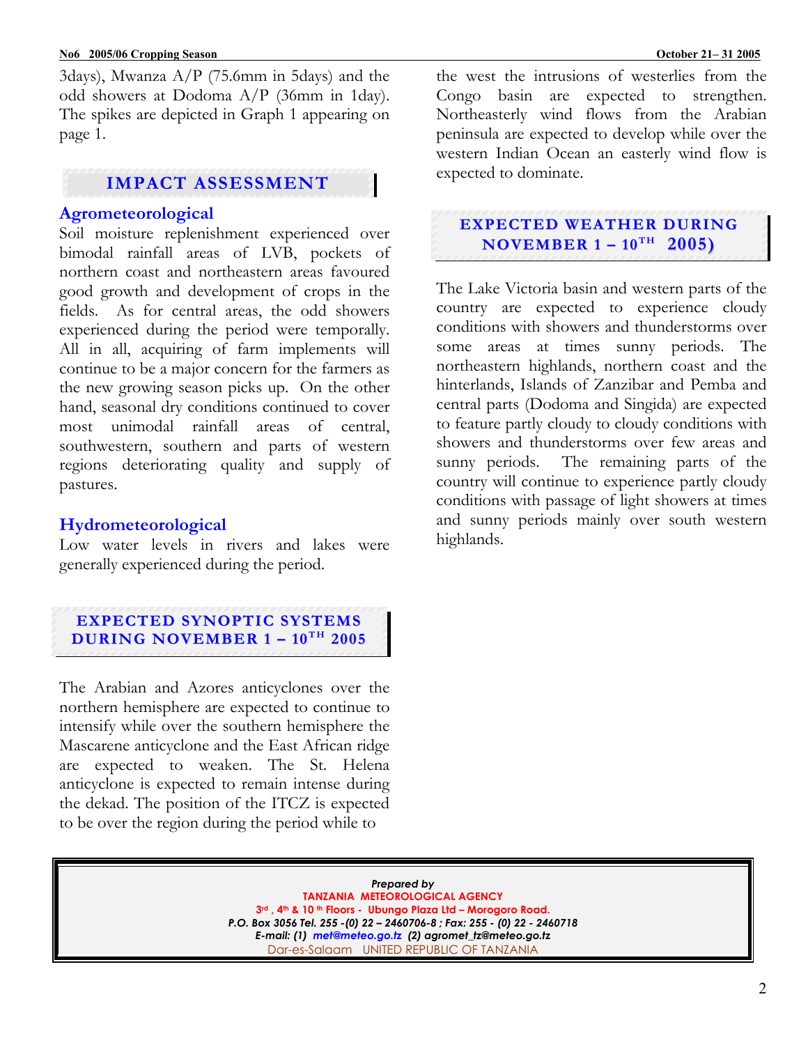3days), Mwanza A/P (75.6mm in 5days) and the odd showers at Dodoma A/P (36mm in 1day). The spikes are depicted in Graph 1 appearing on page 1.

## IMPACT ASSESSMENT

### Agrometeorological

Soil moisture replenishment experienced over bimodal rainfall areas of LVB, pockets of northern coast and northeastern areas favoured good growth and development of crops in the fields. As for central areas, the odd showers experienced during the period were temporally. All in all, acquiring of farm implements will continue to be a major concern for the farmers as the new growing season picks up. On the other hand, seasonal dry conditions continued to cover most unimodal rainfall areas of central, southwestern, southern and parts of western regions deteriorating quality and supply of pastures.

### Hydrometeorological

Low water levels in rivers and lakes were generally experienced during the period.

## EXPECTED SYNOPTIC SYSTEMS DURING NOVEMBER 1 – 10TH 2005

The Arabian and Azores anticyclones over the northern hemisphere are expected to continue to intensify while over the southern hemisphere the Mascarene anticyclone and the East African ridge are expected to weaken. The St. Helena anticyclone is expected to remain intense during the dekad. The position of the ITCZ is expected to be over the region during the period while to the west the intrusions of westerlies from the Congo basin are expected to strengthen. Northeasterly wind flows from the Arabian peninsula are expected to develop while over the western Indian Ocean an easterly wind flow is expected to dominate.

## EXPECTED WEATHER DURING NOVEMBER 1 – 10TH 2005)

The Lake Victoria basin and western parts of the country are expected to experience cloudy conditions with showers and thunderstorms over some areas at times sunny periods. The northeastern highlands, northern coast and the hinterlands, Islands of Zanzibar and Pemba and central parts (Dodoma and Singida) are expected to feature partly cloudy to cloudy conditions with showers and thunderstorms over few areas and sunny periods. The remaining parts of the country will continue to experience partly cloudy conditions with passage of light showers at times and sunny periods mainly over south western highlands.

*Prepared by*
**TANZANIA METEOROLOGICAL AGENCY**
**3rd , 4th & 10th Floors - Ubungo Plaza Ltd – Morogoro Road.**
*P.O. Box 3056 Tel. 255 -(0) 22 – 2460706-8 ; Fax: 255 - (0) 22 - 2460718*
*E-mail: (1) met@meteo.go.tz (2) agromet_tz@meteo.go.tz*
Dar-es-Salaam UNITED REPUBLIC OF TANZANIA